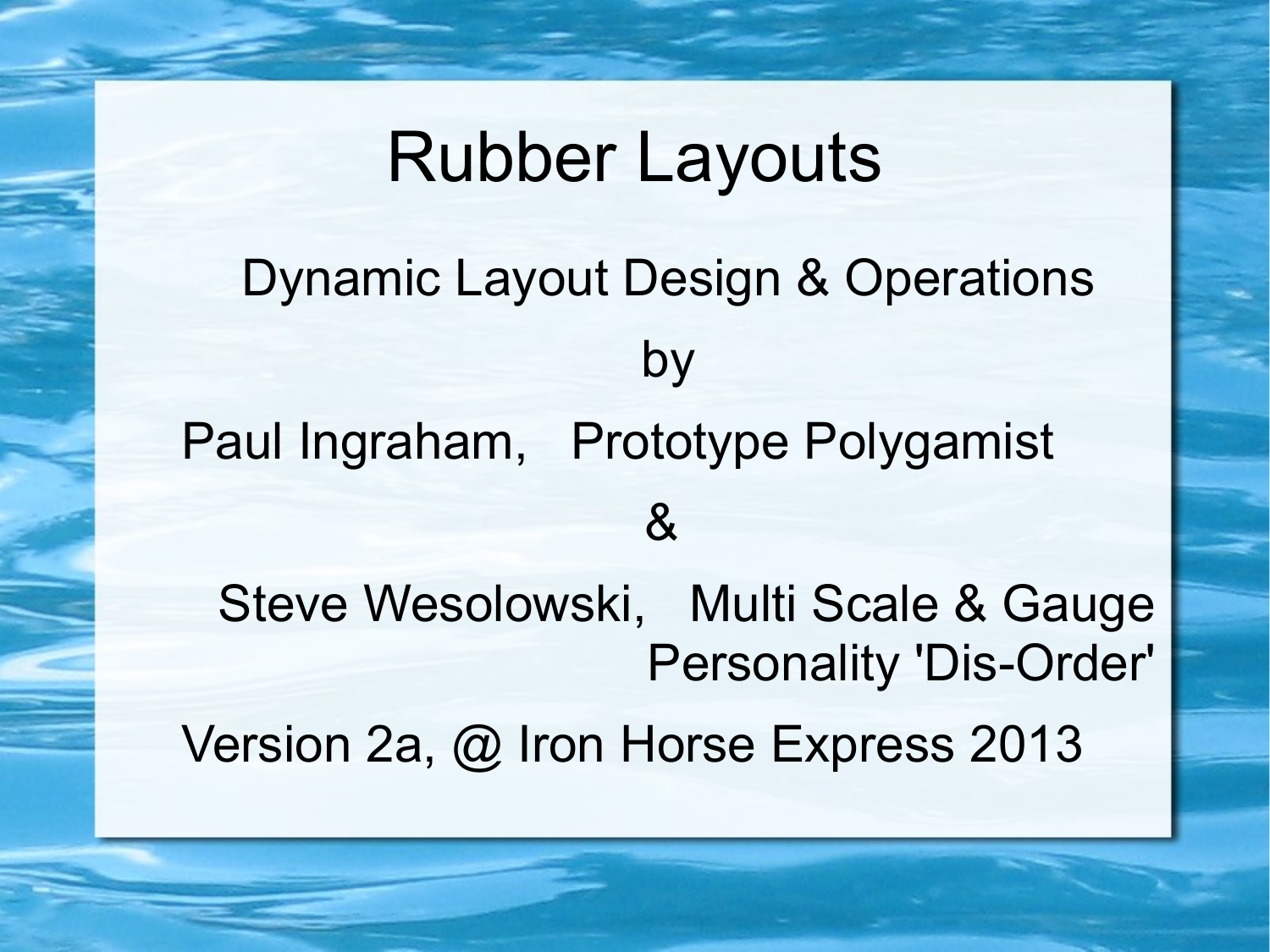# Rubber Layouts

Dynamic Layout Design & Operations

by

Paul Ingraham, Prototype Polygamist

&

Steve Wesolowski, Multi Scale & Gauge Personality 'Dis-Order'

Version 2a, @ Iron Horse Express 2013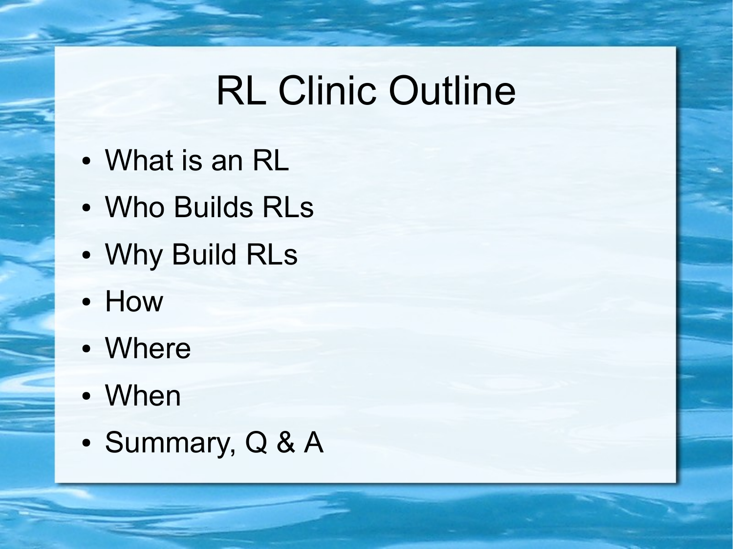# RL Clinic Outline

- What is an RL
- Who Builds RLs
- Why Build RLs
- How
- Where
- When
- Summary, Q & A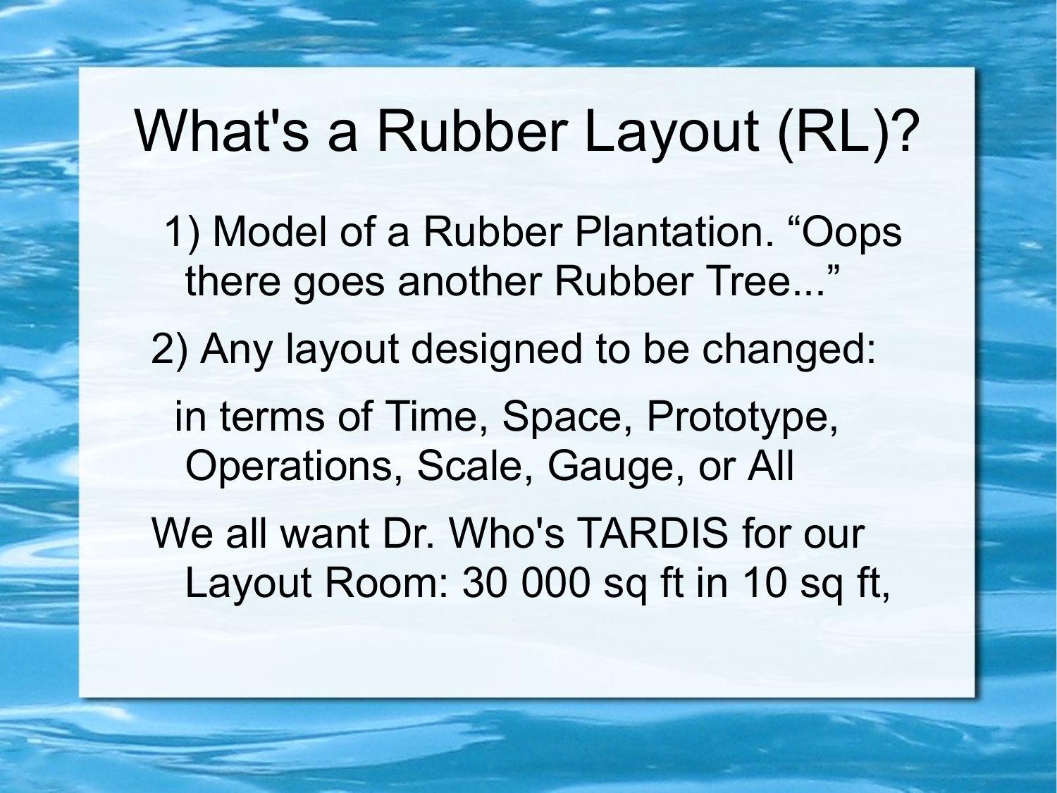# What's a Rubber Layout (RL)?

1) Model of a Rubber Plantation. “Oops there goes another Rubber Tree...”

2) Any layout designed to be changed:

in terms of Time, Space, Prototype, Operations, Scale, Gauge, or All

We all want Dr. Who's TARDIS for our Layout Room: 30 000 sq ft in 10 sq ft,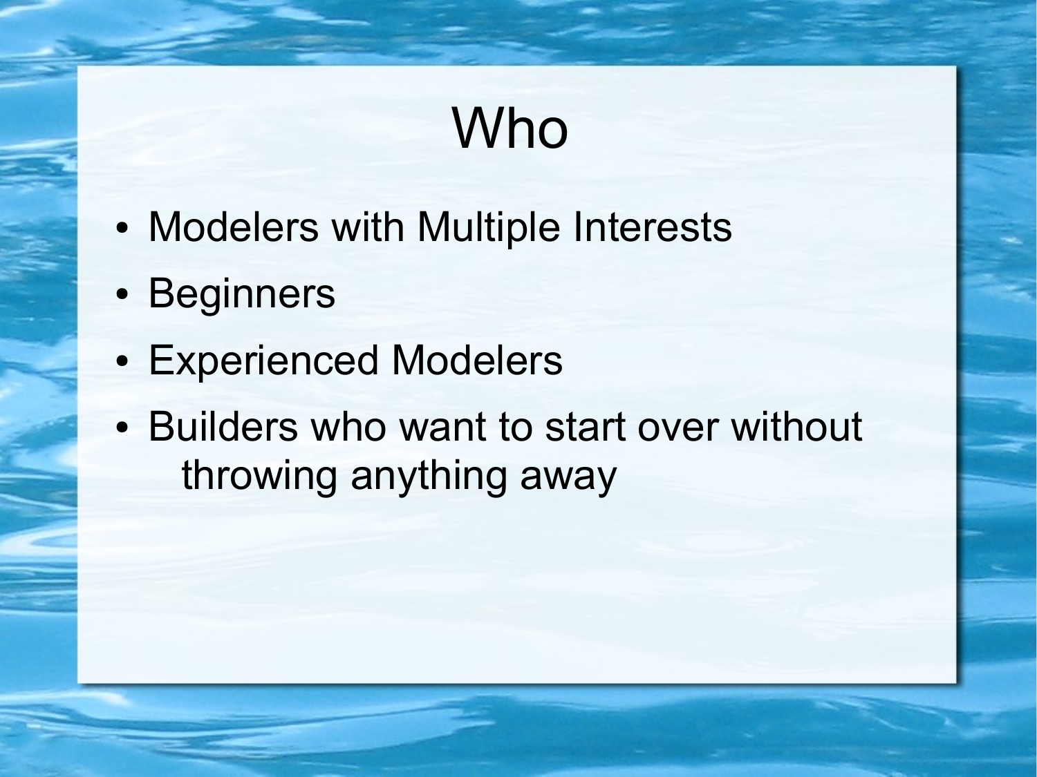# Who

- Modelers with Multiple Interests
- Beginners
- Experienced Modelers
- Builders who want to start over without throwing anything away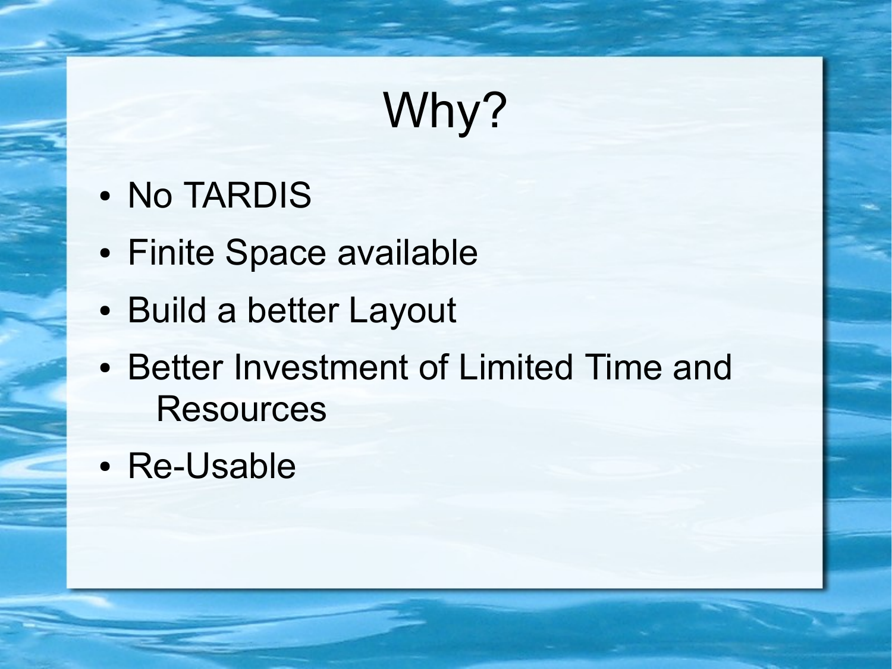# Why?

- No TARDIS
- Finite Space available
- Build a better Layout
- Better Investment of Limited Time and Resources
- Re-Usable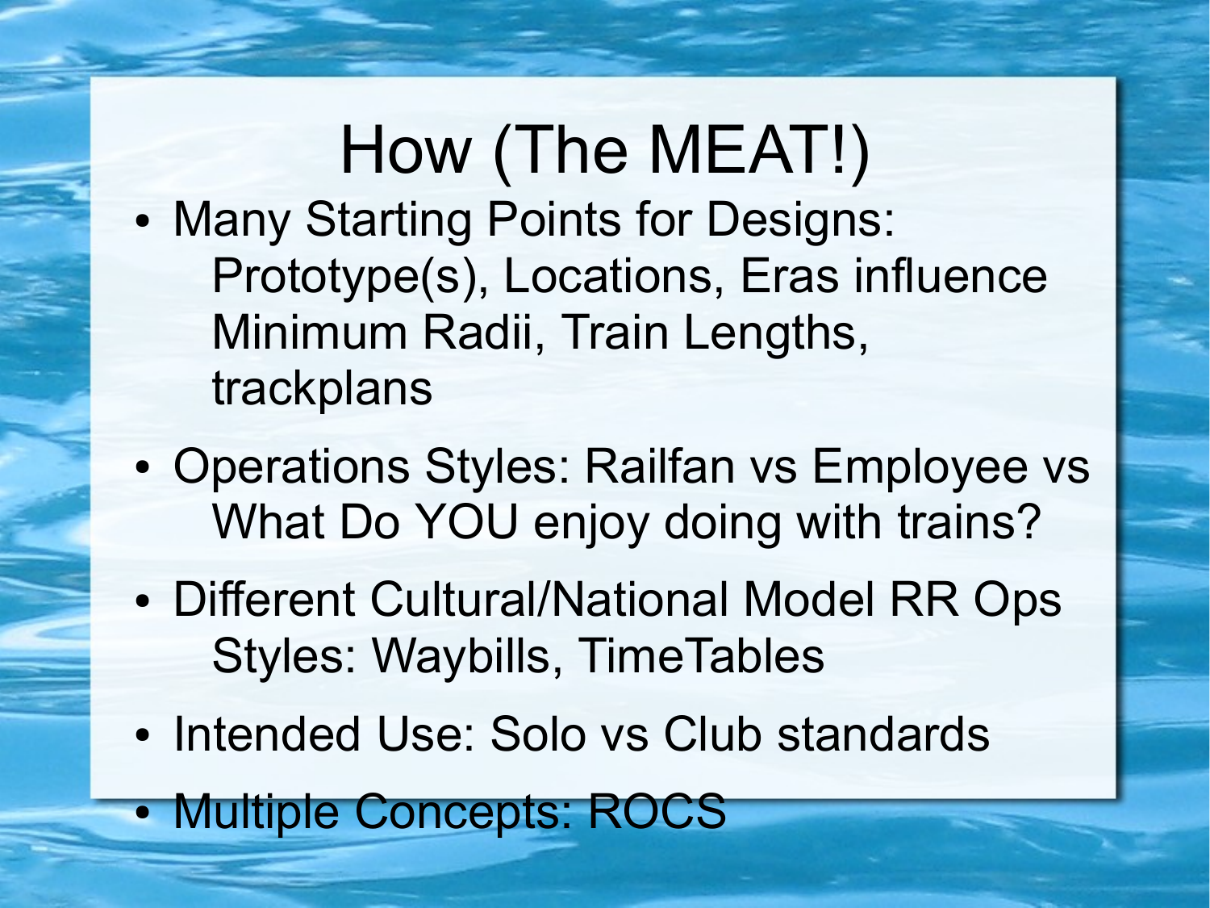# How (The MEAT!)

- Many Starting Points for Designs: Prototype(s), Locations, Eras influence Minimum Radii, Train Lengths, trackplans
- Operations Styles: Railfan vs Employee vs What Do YOU enjoy doing with trains?
- Different Cultural/National Model RR Ops Styles: Waybills, TimeTables
- Intended Use: Solo vs Club standards
- Multiple Concepts: ROCS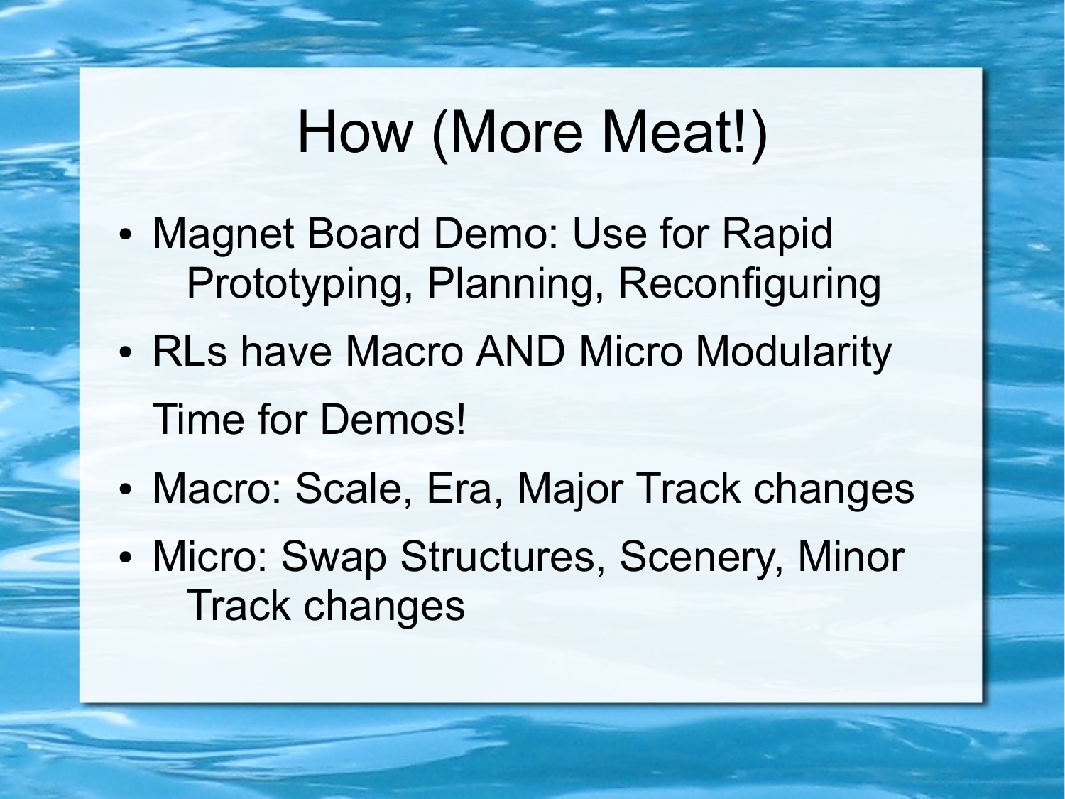# How (More Meat!)

- Magnet Board Demo: Use for Rapid Prototyping, Planning, Reconfiguring
- RLs have Macro AND Micro Modularity

  Time for Demos!

- Macro: Scale, Era, Major Track changes
- Micro: Swap Structures, Scenery, Minor Track changes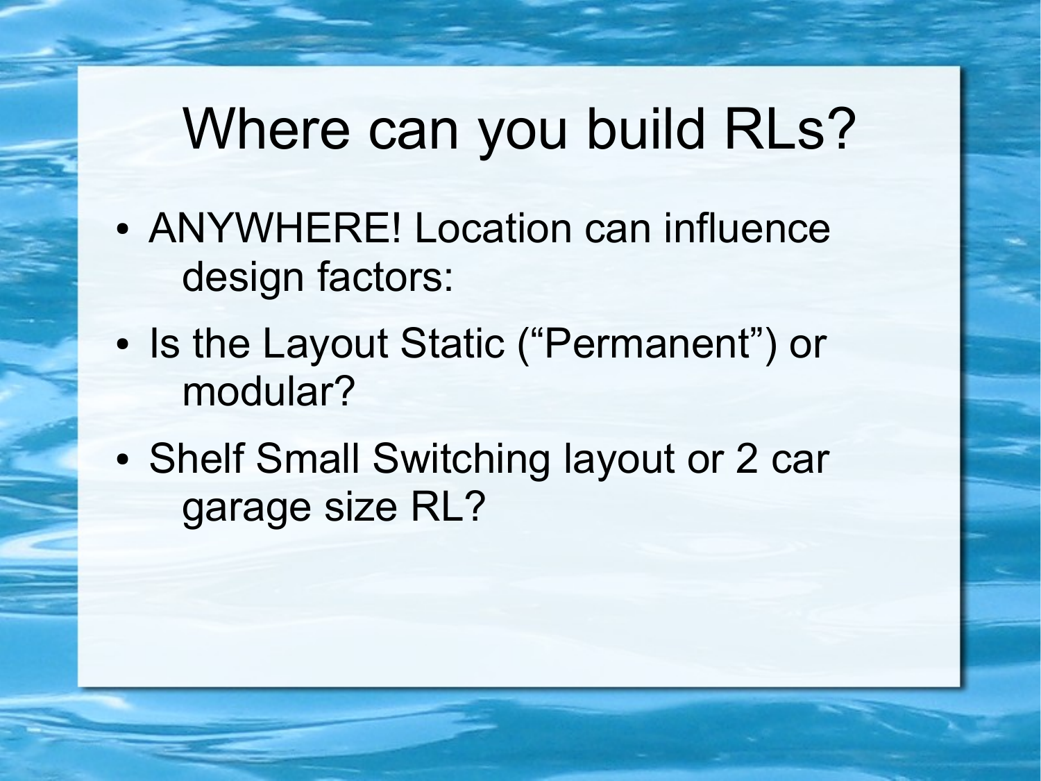# Where can you build RLs?

- ANYWHERE! Location can influence design factors:
- Is the Layout Static (“Permanent”) or modular?
- Shelf Small Switching layout or 2 car garage size RL?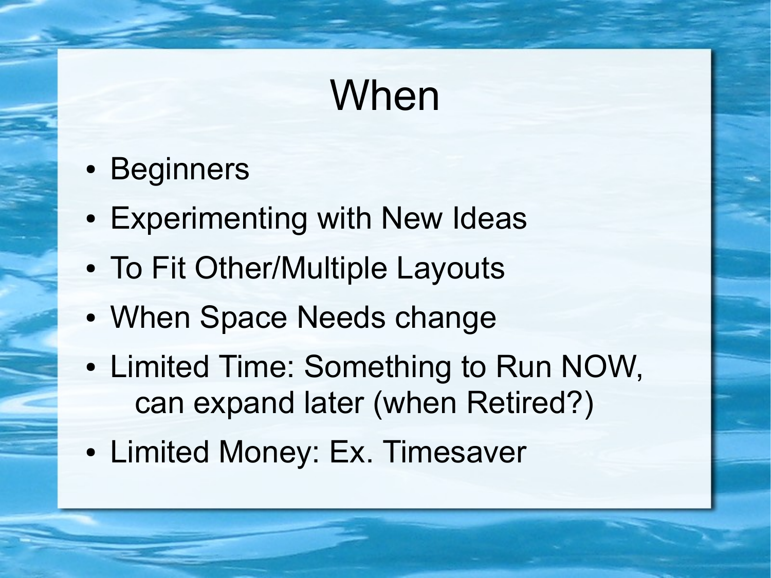# When

- Beginners
- Experimenting with New Ideas
- To Fit Other/Multiple Layouts
- When Space Needs change
- Limited Time: Something to Run NOW, can expand later (when Retired?)
- Limited Money: Ex. Timesaver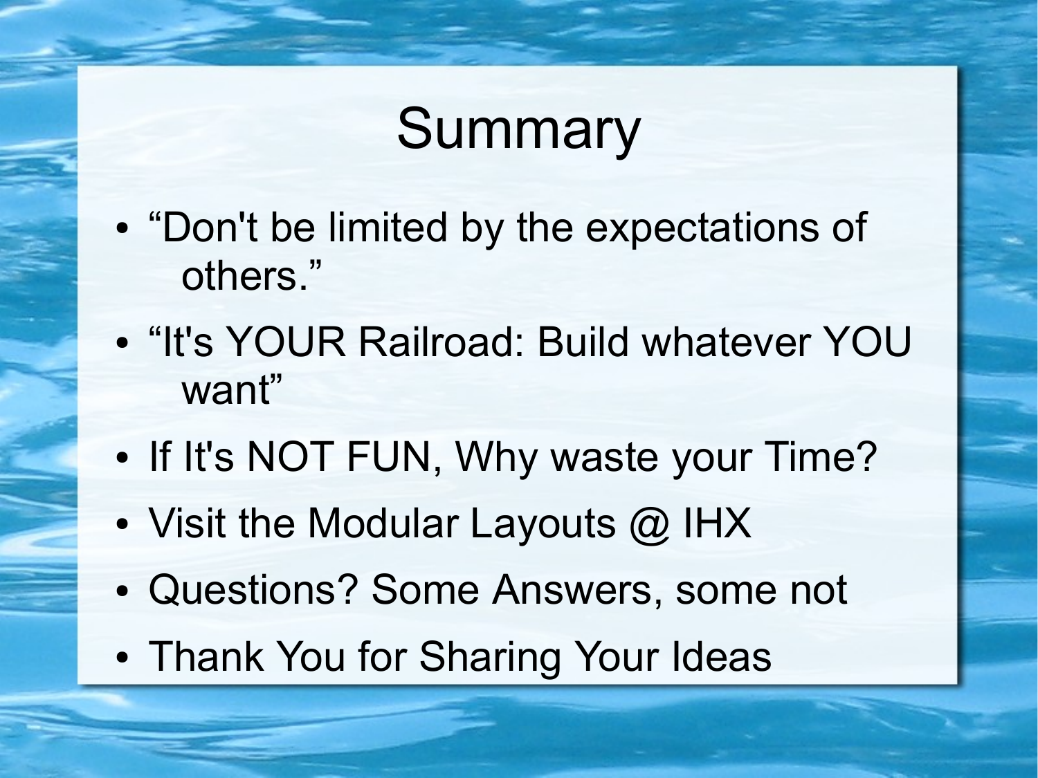# Summary

- “Don't be limited by the expectations of others.”
- “It's YOUR Railroad: Build whatever YOU want”
- If It's NOT FUN, Why waste your Time?
- Visit the Modular Layouts @ IHX
- Questions? Some Answers, some not
- Thank You for Sharing Your Ideas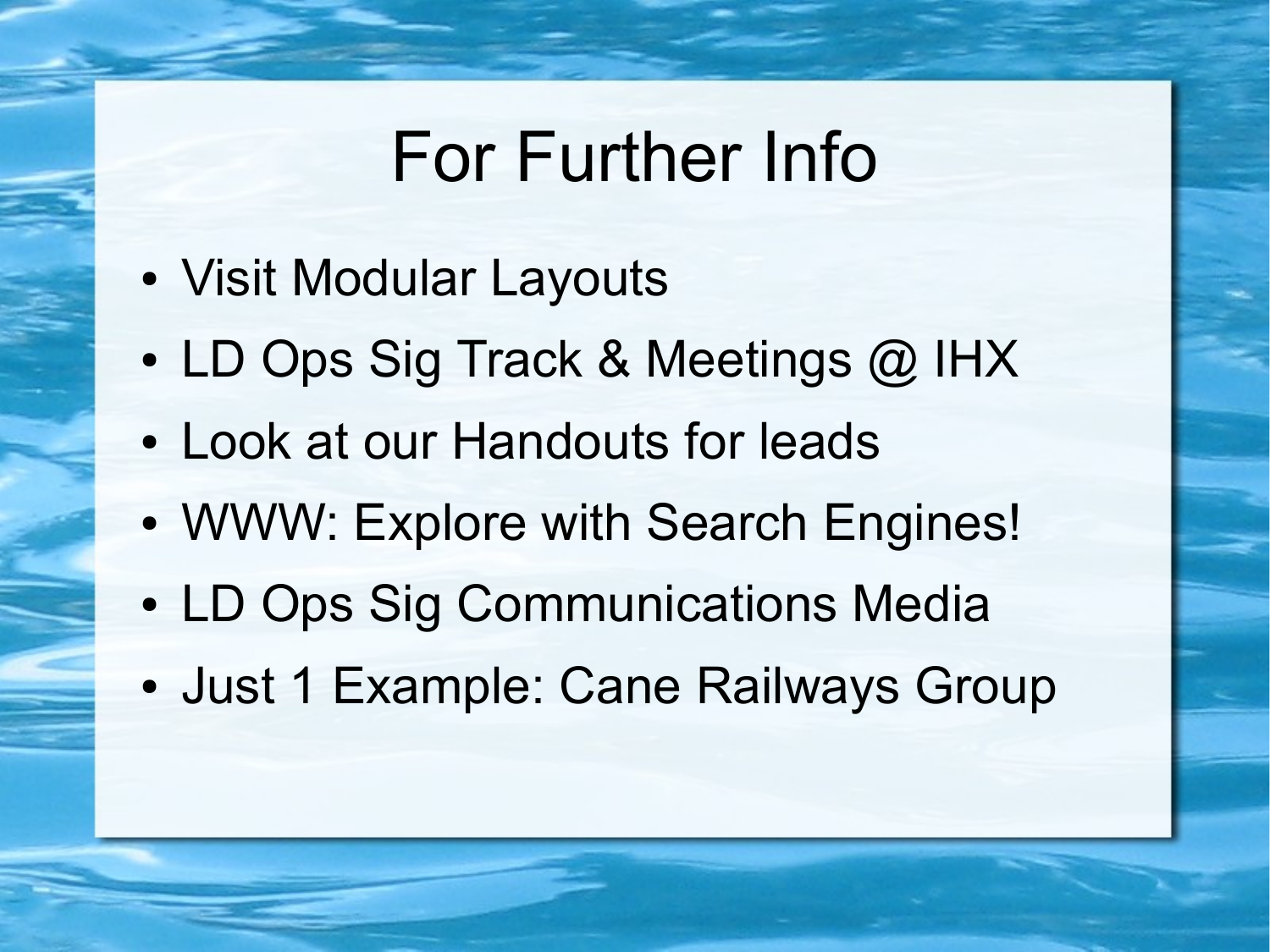# For Further Info

- Visit Modular Layouts
- LD Ops Sig Track & Meetings @ IHX
- Look at our Handouts for leads
- WWW: Explore with Search Engines!
- LD Ops Sig Communications Media
- Just 1 Example: Cane Railways Group